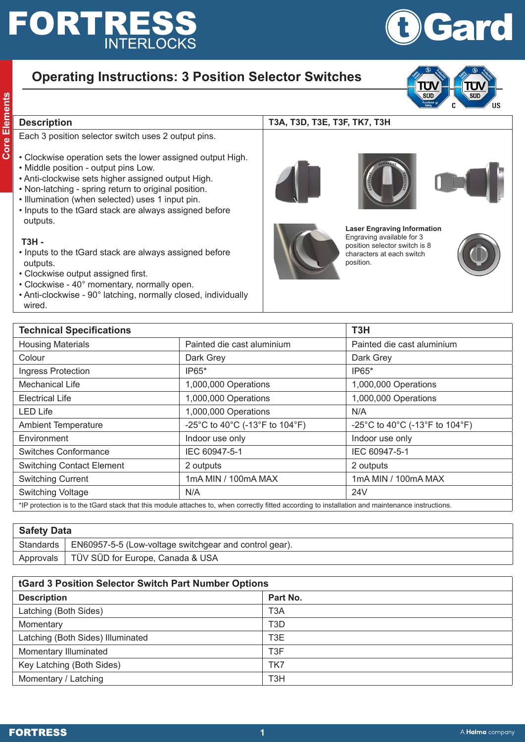# Operating Instructions: 3 Position Selector Switches

| Description | T3A, T3D, T3E, T3F, TK7, T3H |
|---|---|
| Each 3 position selector switch uses 2 output pins. | |

- Clockwise operation sets the lower assigned output High.
- Middle position - output pins Low.
- Anti-clockwise sets higher assigned output High.
- Non-latching - spring return to original position.
- Illumination (when selected) uses 1 input pin.
- Inputs to the tGard stack are always assigned before outputs.

**T3H -**

- Inputs to the tGard stack are always assigned before outputs.
- Clockwise output assigned first.
- Clockwise - 40° momentary, normally open.
- Anti-clockwise - 90° latching, normally closed, individually wired.

**Laser Engraving Information**
Engraving available for 3 position selector switch is 8 characters at each switch position.

| Technical Specifications | | T3H |
|---|---|---|
| Housing Materials | Painted die cast aluminium | Painted die cast aluminium |
| Colour | Dark Grey | Dark Grey |
| Ingress Protection | IP65* | IP65* |
| Mechanical Life | 1,000,000 Operations | 1,000,000 Operations |
| Electrical Life | 1,000,000 Operations | 1,000,000 Operations |
| LED Life | 1,000,000 Operations | N/A |
| Ambient Temperature | -25°C to 40°C (-13°F to 104°F) | -25°C to 40°C (-13°F to 104°F) |
| Environment | Indoor use only | Indoor use only |
| Switches Conformance | IEC 60947-5-1 | IEC 60947-5-1 |
| Switching Contact Element | 2 outputs | 2 outputs |
| Switching Current | 1mA MIN / 100mA MAX | 1mA MIN / 100mA MAX |
| Switching Voltage | N/A | 24V |

*IP protection is to the tGard stack that this module attaches to, when correctly fitted according to installation and maintenance instructions.

| Safety Data | |
|---|---|
| Standards | EN60957-5-5 (Low-voltage switchgear and control gear). |
| Approvals | TÜV SÜD for Europe, Canada & USA |

| tGard 3 Position Selector Switch Part Number Options | |
|---|---|
| **Description** | **Part No.** |
| Latching (Both Sides) | T3A |
| Momentary | T3D |
| Latching (Both Sides) Illuminated | T3E |
| Momentary Illuminated | T3F |
| Key Latching (Both Sides) | TK7 |
| Momentary / Latching | T3H |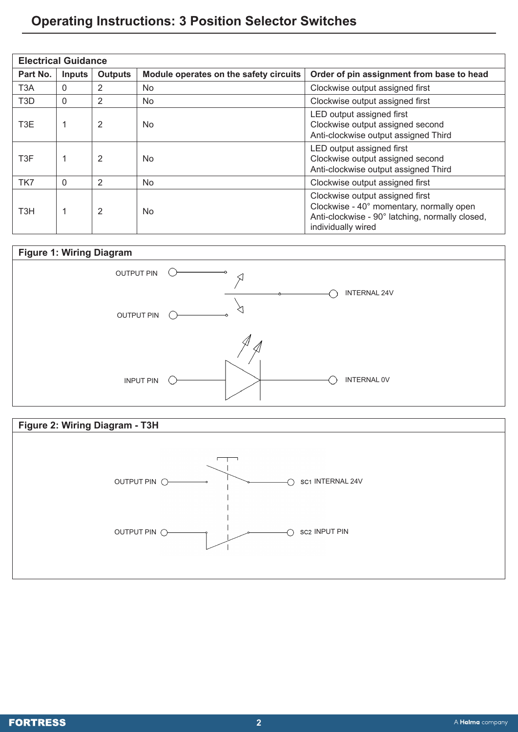# Operating Instructions: 3 Position Selector Switches

**Electrical Guidance**

| Part No. | Inputs | Outputs | Module operates on the safety circuits | Order of pin assignment from base to head |
|---|---|---|---|---|
| T3A | 0 | 2 | No | Clockwise output assigned first |
| T3D | 0 | 2 | No | Clockwise output assigned first |
| T3E | 1 | 2 | No | LED output assigned first<br>Clockwise output assigned second<br>Anti-clockwise output assigned Third |
| T3F | 1 | 2 | No | LED output assigned first<br>Clockwise output assigned second<br>Anti-clockwise output assigned Third |
| TK7 | 0 | 2 | No | Clockwise output assigned first |
| T3H | 1 | 2 | No | Clockwise output assigned first<br>Clockwise - 40° momentary, normally open<br>Anti-clockwise - 90° latching, normally closed, individually wired |

**Figure 1: Wiring Diagram**

OUTPUT PIN

INTERNAL 24V

OUTPUT PIN

INPUT PIN

INTERNAL 0V

**Figure 2: Wiring Diagram - T3H**

OUTPUT PIN

SC1 INTERNAL 24V

OUTPUT PIN

SC2 INPUT PIN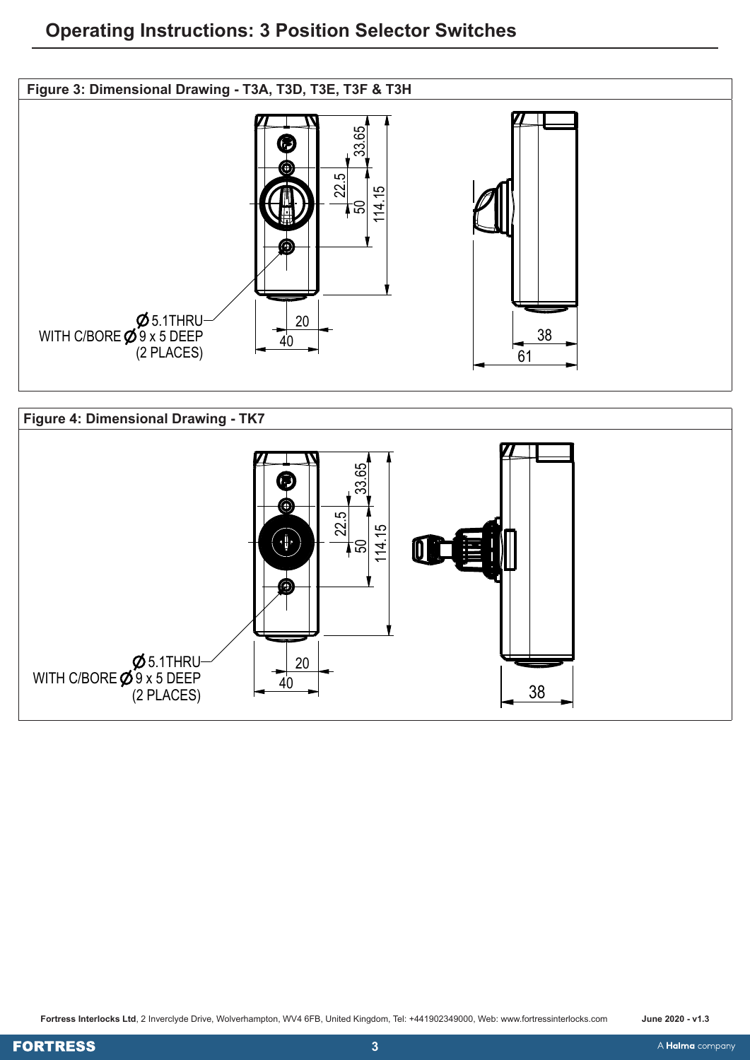## Figure 3: Dimensional Drawing - T3A, T3D, T3E, T3F & T3H

33.65
22.5
50
114.15
Ø 5.1THRU
WITH C/BORE Ø 9 x 5 DEEP
(2 PLACES)
20
40
38
61

## Figure 4: Dimensional Drawing - TK7

33.65
22.5
50
114.15
Ø 5.1THRU
WITH C/BORE Ø 9 x 5 DEEP
(2 PLACES)
20
40
38

**Fortress Interlocks Ltd**, 2 Inverclyde Drive, Wolverhampton, WV4 6FB, United Kingdom, Tel: +441902349000, Web: www.fortressinterlocks.com **June 2020 - v1.3**